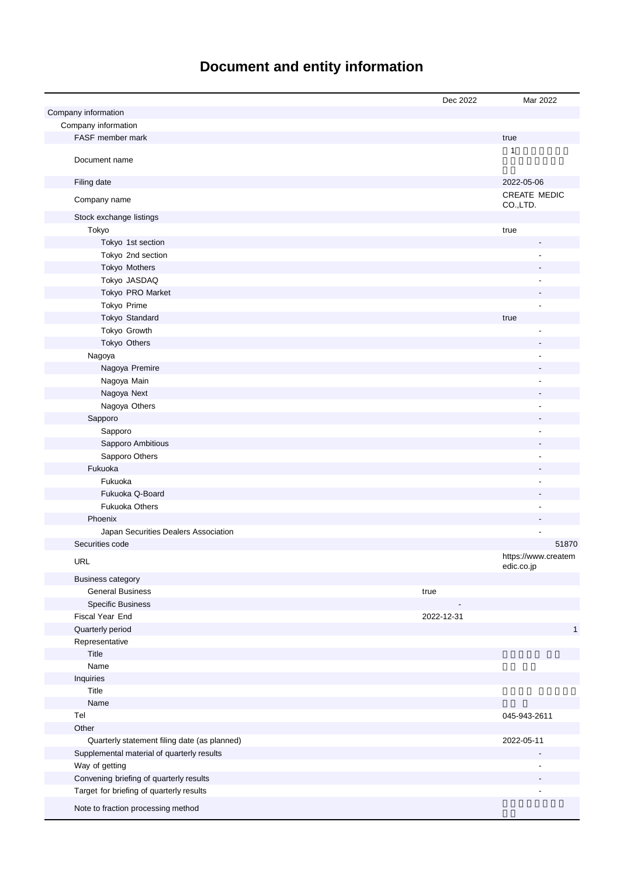# Document and entity information

| | Dec 2022 | Mar 2022 |
|---|---|---|
| Company information | | |
| Company information | | |
| FASF member mark | | true |
| Document name | | 1 |
| Filing date | | 2022-05-06 |
| Company name | | CREATE MEDIC CO.,LTD. |
| Stock exchange listings | | |
| Tokyo | | true |
| Tokyo 1st section | | - |
| Tokyo 2nd section | | - |
| Tokyo Mothers | | - |
| Tokyo JASDAQ | | - |
| Tokyo PRO Market | | - |
| Tokyo Prime | | - |
| Tokyo Standard | | true |
| Tokyo Growth | | - |
| Tokyo Others | | - |
| Nagoya | | - |
| Nagoya Premire | | - |
| Nagoya Main | | - |
| Nagoya Next | | - |
| Nagoya Others | | - |
| Sapporo | | - |
| Sapporo | | - |
| Sapporo Ambitious | | - |
| Sapporo Others | | - |
| Fukuoka | | - |
| Fukuoka | | - |
| Fukuoka Q-Board | | - |
| Fukuoka Others | | - |
| Phoenix | | - |
| Japan Securities Dealers Association | | - |
| Securities code | | 51870 |
| URL | | https://www.createmedic.co.jp |
| Business category | | |
| General Business | true | |
| Specific Business | - | |
| Fiscal Year End | 2022-12-31 | |
| Quarterly period | | 1 |
| Representative | | |
| Title | | |
| Name | | |
| Inquiries | | |
| Title | | |
| Name | | |
| Tel | | 045-943-2611 |
| Other | | |
| Quarterly statement filing date (as planned) | | 2022-05-11 |
| Supplemental material of quarterly results | | - |
| Way of getting | | - |
| Convening briefing of quarterly results | | - |
| Target for briefing of quarterly results | | - |
| Note to fraction processing method | | |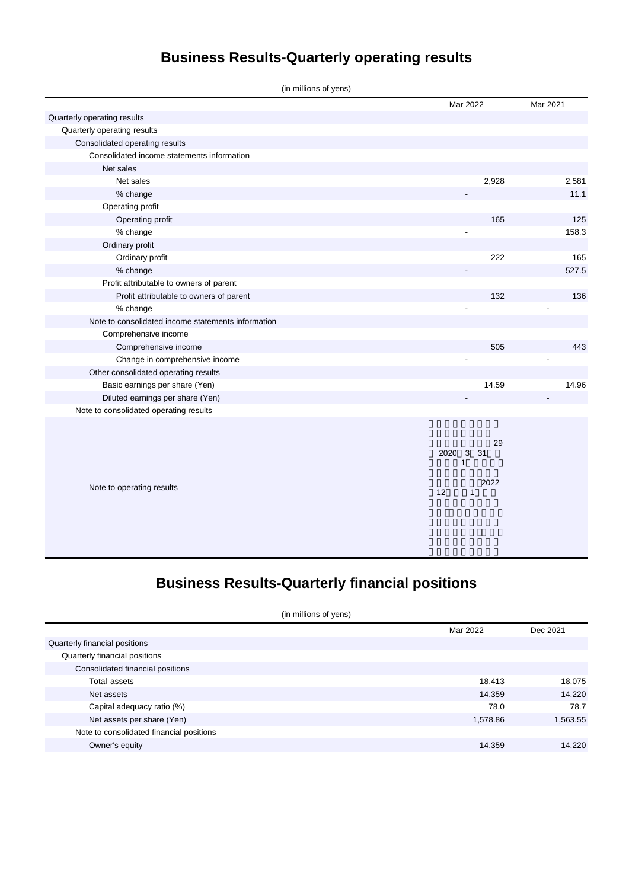# Business Results-Quarterly operating results

(in millions of yens)

| | Mar 2022 | Mar 2021 |
|---|---|---|
| Quarterly operating results | | |
| Quarterly operating results | | |
| Consolidated operating results | | |
| Consolidated income statements information | | |
| Net sales | | |
| Net sales | 2,928 | 2,581 |
| % change | - | 11.1 |
| Operating profit | | |
| Operating profit | 165 | 125 |
| % change | - | 158.3 |
| Ordinary profit | | |
| Ordinary profit | 222 | 165 |
| % change | - | 527.5 |
| Profit attributable to owners of parent | | |
| Profit attributable to owners of parent | 132 | 136 |
| % change | - | - |
| Note to consolidated income statements information | | |
| Comprehensive income | | |
| Comprehensive income | 505 | 443 |
| Change in comprehensive income | - | - |
| Other consolidated operating results | | |
| Basic earnings per share (Yen) | 14.59 | 14.96 |
| Diluted earnings per share (Yen) | - | - |
| Note to consolidated operating results | | |
| Note to operating results | 29 2020 3 31 1 2022 12 1 | |

# Business Results-Quarterly financial positions

(in millions of yens)

| | Mar 2022 | Dec 2021 |
|---|---|---|
| Quarterly financial positions | | |
| Quarterly financial positions | | |
| Consolidated financial positions | | |
| Total assets | 18,413 | 18,075 |
| Net assets | 14,359 | 14,220 |
| Capital adequacy ratio (%) | 78.0 | 78.7 |
| Net assets per share (Yen) | 1,578.86 | 1,563.55 |
| Note to consolidated financial positions | | |
| Owner's equity | 14,359 | 14,220 |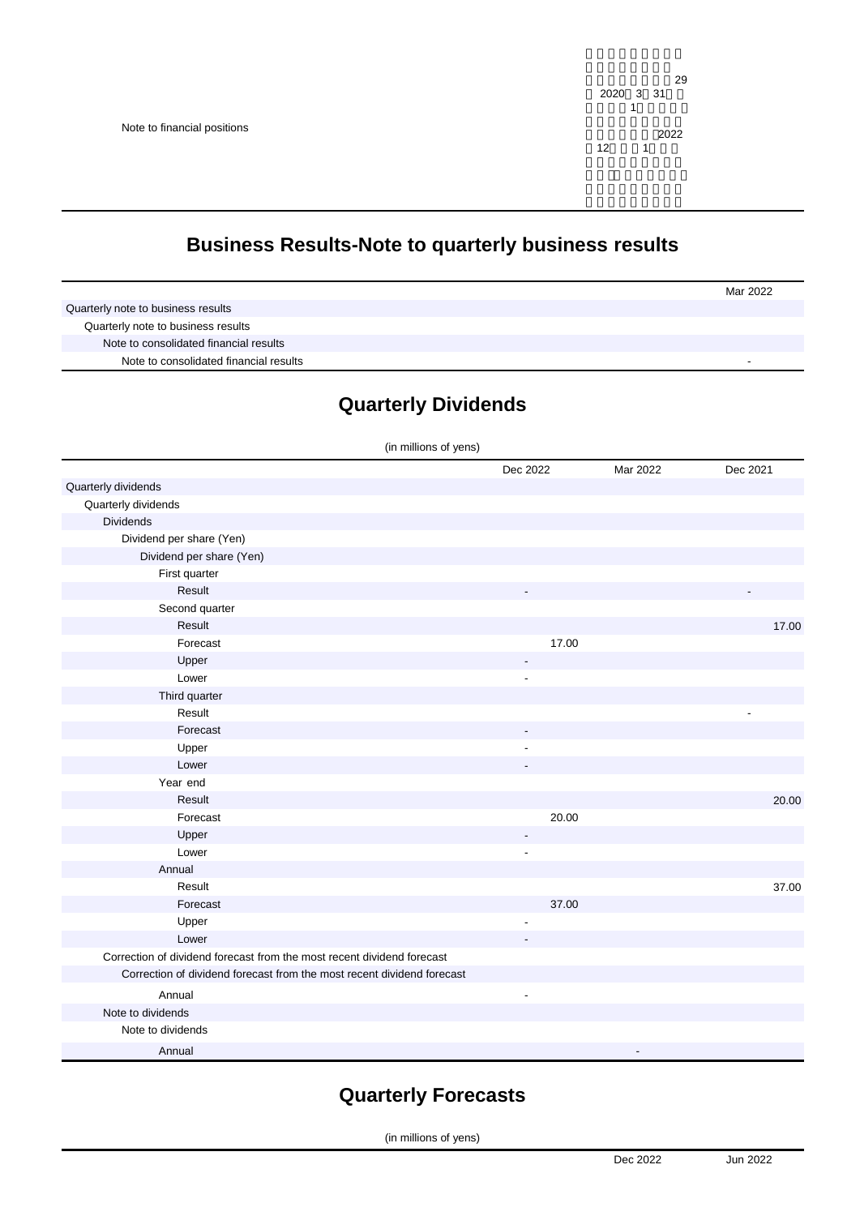| | |
|---|---|
| Note to financial positions | 29 2020 3 31 1 2022 12 1 |

## Business Results-Note to quarterly business results

| | Mar 2022 |
|---|---|
| Quarterly note to business results | |
| Quarterly note to business results | |
| Note to consolidated financial results | |
| Note to consolidated financial results | - |

## Quarterly Dividends

(in millions of yens)

| | Dec 2022 | Mar 2022 | Dec 2021 |
|---|---|---|---|
| Quarterly dividends | | | |
| Quarterly dividends | | | |
| Dividends | | | |
| Dividend per share (Yen) | | | |
| Dividend per share (Yen) | | | |
| First quarter | | | |
| Result | - | | - |
| Second quarter | | | |
| Result | | | 17.00 |
| Forecast | 17.00 | | |
| Upper | - | | |
| Lower | - | | |
| Third quarter | | | |
| Result | | | - |
| Forecast | - | | |
| Upper | - | | |
| Lower | - | | |
| Year end | | | |
| Result | | | 20.00 |
| Forecast | 20.00 | | |
| Upper | - | | |
| Lower | - | | |
| Annual | | | |
| Result | | | 37.00 |
| Forecast | 37.00 | | |
| Upper | - | | |
| Lower | - | | |
| Correction of dividend forecast from the most recent dividend forecast | | | |
| Correction of dividend forecast from the most recent dividend forecast | | | |
| Annual | - | | |
| Note to dividends | | | |
| Note to dividends | | | |
| Annual | | - | |

## Quarterly Forecasts

(in millions of yens)

| | Dec 2022 | Jun 2022 |
|---|---|---|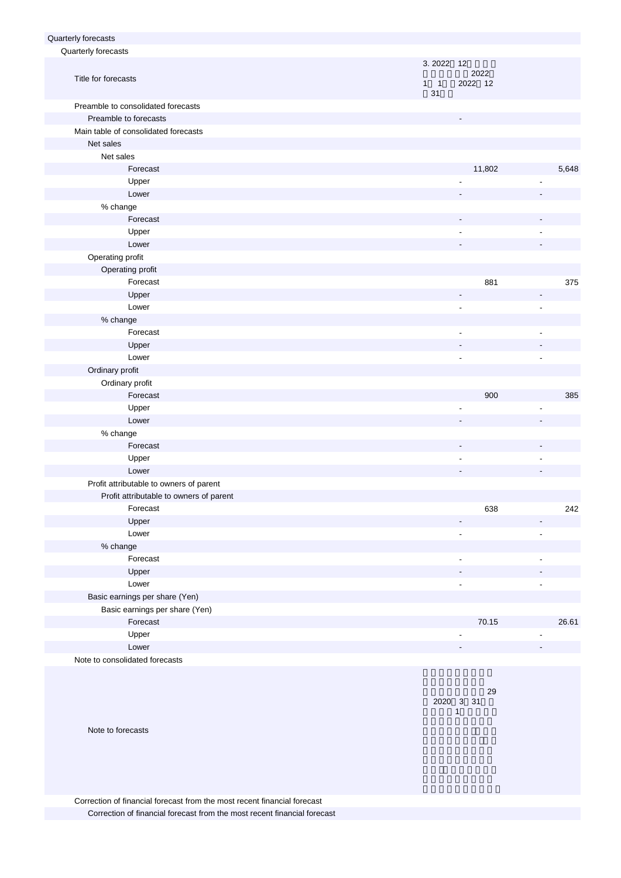| Quarterly forecasts | | |
|---|---|---|
| Quarterly forecasts | | |
| Title for forecasts | 3. 2022 12 2022 1 1 2022 12 31 | |
| Preamble to consolidated forecasts | | |
| Preamble to forecasts | - | |
| Main table of consolidated forecasts | | |
| Net sales | | |
| Net sales | | |
| Forecast | 11,802 | 5,648 |
| Upper | - | - |
| Lower | - | - |
| % change | | |
| Forecast | - | - |
| Upper | - | - |
| Lower | - | - |
| Operating profit | | |
| Operating profit | | |
| Forecast | 881 | 375 |
| Upper | - | - |
| Lower | - | - |
| % change | | |
| Forecast | - | - |
| Upper | - | - |
| Lower | - | - |
| Ordinary profit | | |
| Ordinary profit | | |
| Forecast | 900 | 385 |
| Upper | - | - |
| Lower | - | - |
| % change | | |
| Forecast | - | - |
| Upper | - | - |
| Lower | - | - |
| Profit attributable to owners of parent | | |
| Profit attributable to owners of parent | | |
| Forecast | 638 | 242 |
| Upper | - | - |
| Lower | - | - |
| % change | | |
| Forecast | - | - |
| Upper | - | - |
| Lower | - | - |
| Basic earnings per share (Yen) | | |
| Basic earnings per share (Yen) | | |
| Forecast | 70.15 | 26.61 |
| Upper | - | - |
| Lower | - | - |
| Note to consolidated forecasts | | |
| Note to forecasts | 29 2020 3 31 1 | |
| Correction of financial forecast from the most recent financial forecast | | |
| Correction of financial forecast from the most recent financial forecast | | |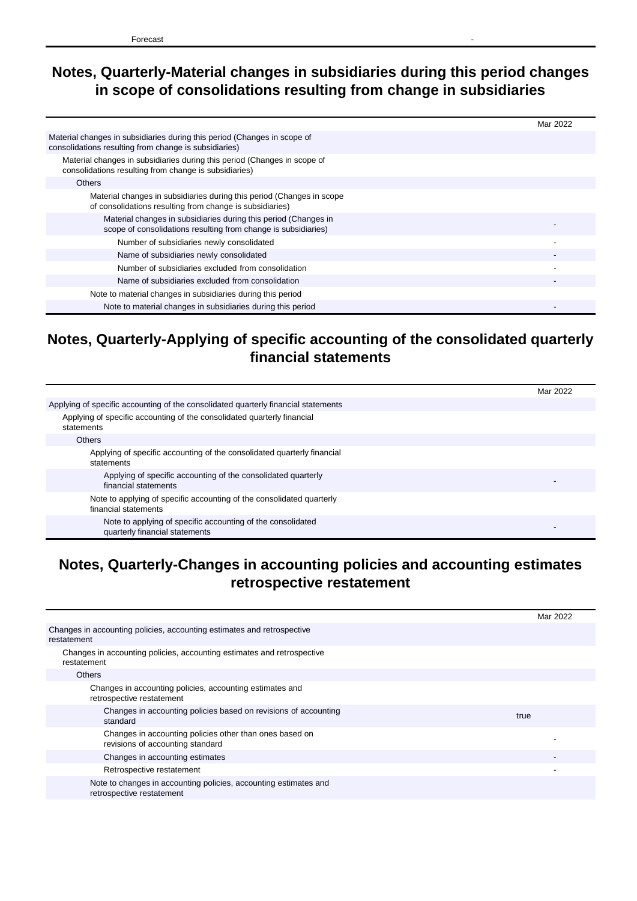| Forecast | - |
|---|---|

# Notes, Quarterly-Material changes in subsidiaries during this period changes in scope of consolidations resulting from change in subsidiaries

| | Mar 2022 |
|---|---|
| Material changes in subsidiaries during this period (Changes in scope of consolidations resulting from change is subsidiaries) | |
| Material changes in subsidiaries during this period (Changes in scope of consolidations resulting from change is subsidiaries) | |
| Others | |
| Material changes in subsidiaries during this period (Changes in scope of consolidations resulting from change is subsidiaries) | |
| Material changes in subsidiaries during this period (Changes in scope of consolidations resulting from change is subsidiaries) | - |
| Number of subsidiaries newly consolidated | - |
| Name of subsidiaries newly consolidated | - |
| Number of subsidiaries excluded from consolidation | - |
| Name of subsidiaries excluded from consolidation | - |
| Note to material changes in subsidiaries during this period | |
| Note to material changes in subsidiaries during this period | - |

# Notes, Quarterly-Applying of specific accounting of the consolidated quarterly financial statements

| | Mar 2022 |
|---|---|
| Applying of specific accounting of the consolidated quarterly financial statements | |
| Applying of specific accounting of the consolidated quarterly financial statements | |
| Others | |
| Applying of specific accounting of the consolidated quarterly financial statements | |
| Applying of specific accounting of the consolidated quarterly financial statements | - |
| Note to applying of specific accounting of the consolidated quarterly financial statements | |
| Note to applying of specific accounting of the consolidated quarterly financial statements | - |

# Notes, Quarterly-Changes in accounting policies and accounting estimates retrospective restatement

| | Mar 2022 |
|---|---|
| Changes in accounting policies, accounting estimates and retrospective restatement | |
| Changes in accounting policies, accounting estimates and retrospective restatement | |
| Others | |
| Changes in accounting policies, accounting estimates and retrospective restatement | |
| Changes in accounting policies based on revisions of accounting standard | true |
| Changes in accounting policies other than ones based on revisions of accounting standard | - |
| Changes in accounting estimates | - |
| Retrospective restatement | - |
| Note to changes in accounting policies, accounting estimates and retrospective restatement | |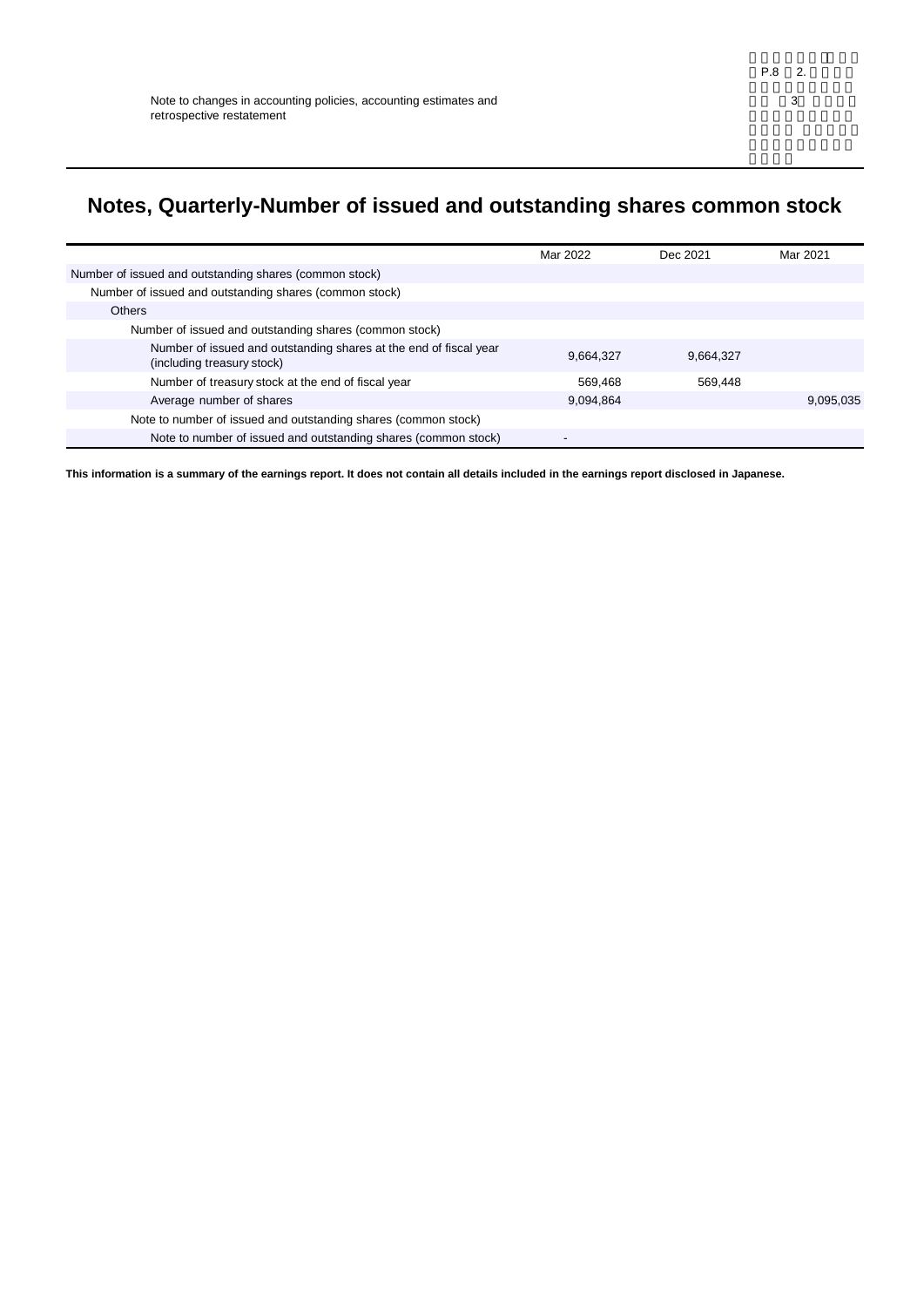| | |
|---|---|
| Note to changes in accounting policies, accounting estimates and retrospective restatement | P.8 2. 3 |

# Notes, Quarterly-Number of issued and outstanding shares common stock

| | Mar 2022 | Dec 2021 | Mar 2021 |
|---|---|---|---|
| Number of issued and outstanding shares (common stock) | | | |
| Number of issued and outstanding shares (common stock) | | | |
| Others | | | |
| Number of issued and outstanding shares (common stock) | | | |
| Number of issued and outstanding shares at the end of fiscal year (including treasury stock) | 9,664,327 | 9,664,327 | |
| Number of treasury stock at the end of fiscal year | 569,468 | 569,448 | |
| Average number of shares | 9,094,864 | | 9,095,035 |
| Note to number of issued and outstanding shares (common stock) | | | |
| Note to number of issued and outstanding shares (common stock) | - | | |

**This information is a summary of the earnings report. It does not contain all details included in the earnings report disclosed in Japanese.**